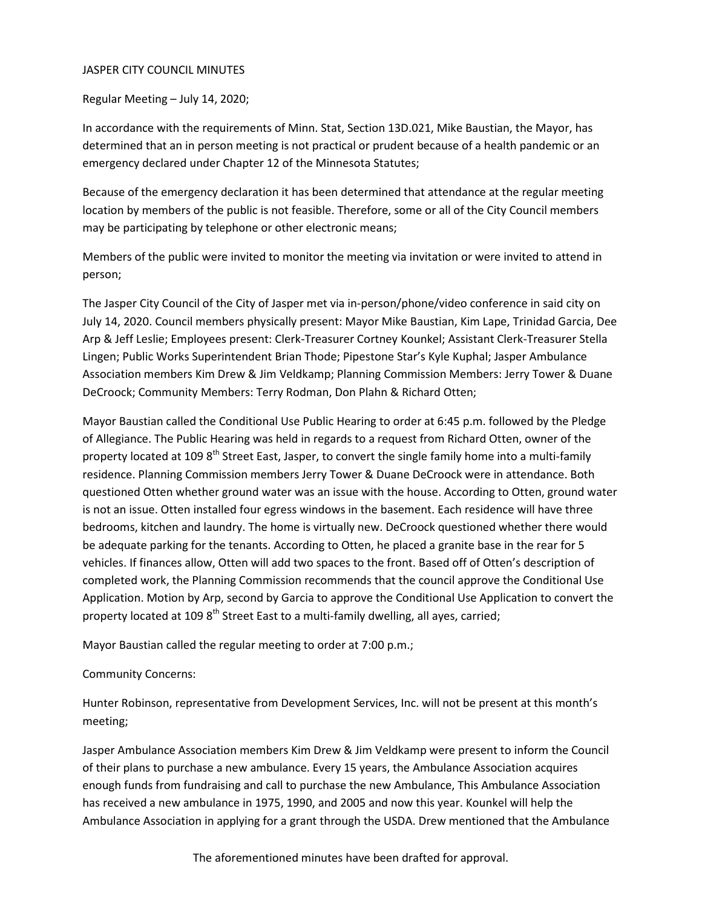JASPER CITY COUNCIL MINUTES

Regular Meeting – July 14, 2020;

In accordance with the requirements of Minn. Stat, Section 13D.021, Mike Baustian, the Mayor, has determined that an in person meeting is not practical or prudent because of a health pandemic or an emergency declared under Chapter 12 of the Minnesota Statutes;

Because of the emergency declaration it has been determined that attendance at the regular meeting location by members of the public is not feasible. Therefore, some or all of the City Council members may be participating by telephone or other electronic means;

Members of the public were invited to monitor the meeting via invitation or were invited to attend in person;

The Jasper City Council of the City of Jasper met via in-person/phone/video conference in said city on July 14, 2020. Council members physically present: Mayor Mike Baustian, Kim Lape, Trinidad Garcia, Dee Arp & Jeff Leslie; Employees present: Clerk-Treasurer Cortney Kounkel; Assistant Clerk-Treasurer Stella Lingen; Public Works Superintendent Brian Thode; Pipestone Star's Kyle Kuphal; Jasper Ambulance Association members Kim Drew & Jim Veldkamp; Planning Commission Members: Jerry Tower & Duane DeCroock; Community Members: Terry Rodman, Don Plahn & Richard Otten;

Mayor Baustian called the Conditional Use Public Hearing to order at 6:45 p.m. followed by the Pledge of Allegiance. The Public Hearing was held in regards to a request from Richard Otten, owner of the property located at 109 8th Street East, Jasper, to convert the single family home into a multi-family residence. Planning Commission members Jerry Tower & Duane DeCroock were in attendance. Both questioned Otten whether ground water was an issue with the house. According to Otten, ground water is not an issue. Otten installed four egress windows in the basement. Each residence will have three bedrooms, kitchen and laundry. The home is virtually new. DeCroock questioned whether there would be adequate parking for the tenants. According to Otten, he placed a granite base in the rear for 5 vehicles. If finances allow, Otten will add two spaces to the front. Based off of Otten's description of completed work, the Planning Commission recommends that the council approve the Conditional Use Application. Motion by Arp, second by Garcia to approve the Conditional Use Application to convert the property located at 109 8th Street East to a multi-family dwelling, all ayes, carried;

Mayor Baustian called the regular meeting to order at 7:00 p.m.;

Community Concerns:

Hunter Robinson, representative from Development Services, Inc. will not be present at this month's meeting;

Jasper Ambulance Association members Kim Drew & Jim Veldkamp were present to inform the Council of their plans to purchase a new ambulance. Every 15 years, the Ambulance Association acquires enough funds from fundraising and call to purchase the new Ambulance, This Ambulance Association has received a new ambulance in 1975, 1990, and 2005 and now this year. Kounkel will help the Ambulance Association in applying for a grant through the USDA. Drew mentioned that the Ambulance

The aforementioned minutes have been drafted for approval.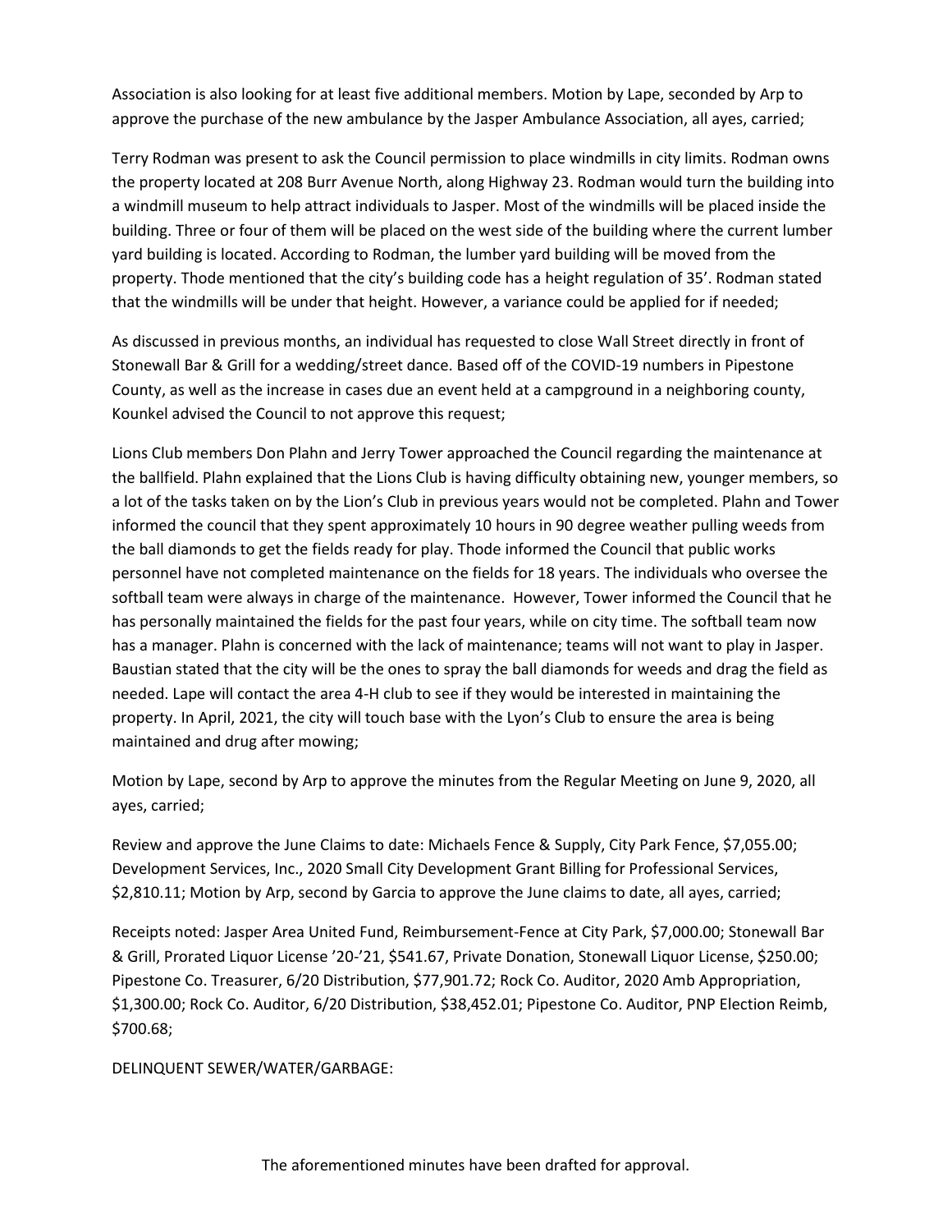Association is also looking for at least five additional members. Motion by Lape, seconded by Arp to approve the purchase of the new ambulance by the Jasper Ambulance Association, all ayes, carried;

Terry Rodman was present to ask the Council permission to place windmills in city limits. Rodman owns the property located at 208 Burr Avenue North, along Highway 23. Rodman would turn the building into a windmill museum to help attract individuals to Jasper. Most of the windmills will be placed inside the building. Three or four of them will be placed on the west side of the building where the current lumber yard building is located. According to Rodman, the lumber yard building will be moved from the property. Thode mentioned that the city's building code has a height regulation of 35'. Rodman stated that the windmills will be under that height. However, a variance could be applied for if needed;

As discussed in previous months, an individual has requested to close Wall Street directly in front of Stonewall Bar & Grill for a wedding/street dance. Based off of the COVID-19 numbers in Pipestone County, as well as the increase in cases due an event held at a campground in a neighboring county, Kounkel advised the Council to not approve this request;

Lions Club members Don Plahn and Jerry Tower approached the Council regarding the maintenance at the ballfield. Plahn explained that the Lions Club is having difficulty obtaining new, younger members, so a lot of the tasks taken on by the Lion's Club in previous years would not be completed. Plahn and Tower informed the council that they spent approximately 10 hours in 90 degree weather pulling weeds from the ball diamonds to get the fields ready for play. Thode informed the Council that public works personnel have not completed maintenance on the fields for 18 years. The individuals who oversee the softball team were always in charge of the maintenance. However, Tower informed the Council that he has personally maintained the fields for the past four years, while on city time. The softball team now has a manager. Plahn is concerned with the lack of maintenance; teams will not want to play in Jasper. Baustian stated that the city will be the ones to spray the ball diamonds for weeds and drag the field as needed. Lape will contact the area 4-H club to see if they would be interested in maintaining the property. In April, 2021, the city will touch base with the Lyon's Club to ensure the area is being maintained and drug after mowing;

Motion by Lape, second by Arp to approve the minutes from the Regular Meeting on June 9, 2020, all ayes, carried;

Review and approve the June Claims to date: Michaels Fence & Supply, City Park Fence, $7,055.00; Development Services, Inc., 2020 Small City Development Grant Billing for Professional Services, $2,810.11; Motion by Arp, second by Garcia to approve the June claims to date, all ayes, carried;

Receipts noted: Jasper Area United Fund, Reimbursement-Fence at City Park, $7,000.00; Stonewall Bar & Grill, Prorated Liquor License '20-'21, $541.67, Private Donation, Stonewall Liquor License, $250.00; Pipestone Co. Treasurer, 6/20 Distribution, $77,901.72; Rock Co. Auditor, 2020 Amb Appropriation, $1,300.00; Rock Co. Auditor, 6/20 Distribution, $38,452.01; Pipestone Co. Auditor, PNP Election Reimb, $700.68;

DELINQUENT SEWER/WATER/GARBAGE:

The aforementioned minutes have been drafted for approval.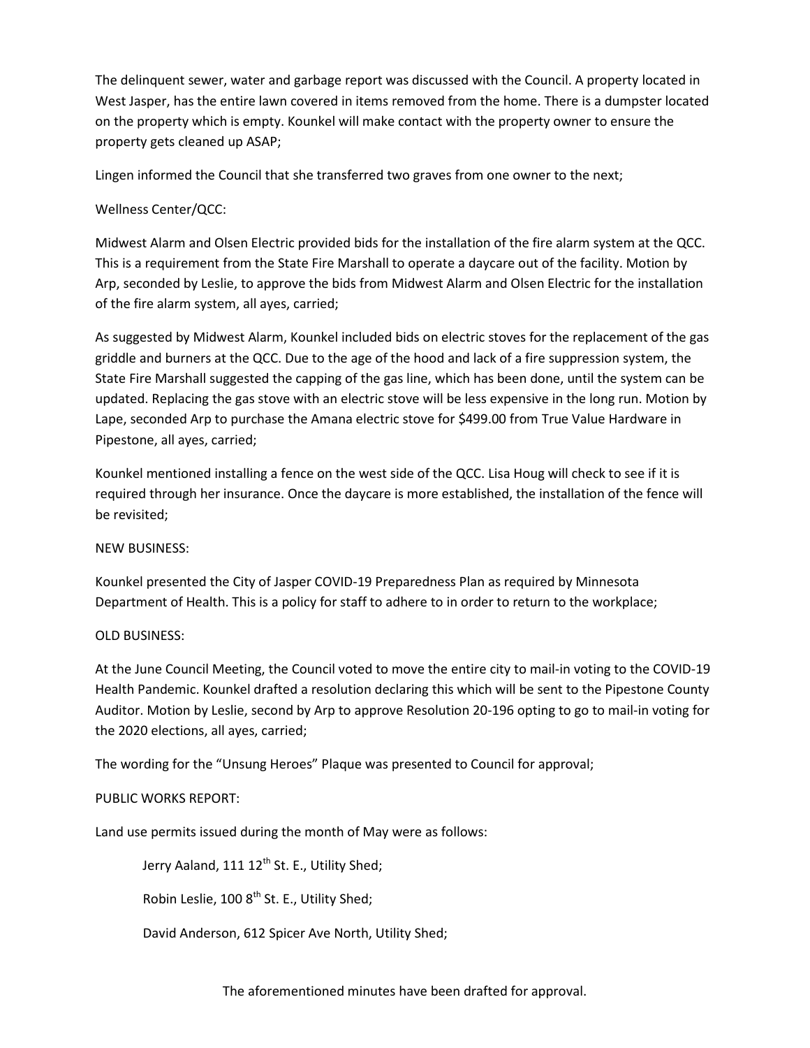The delinquent sewer, water and garbage report was discussed with the Council. A property located in West Jasper, has the entire lawn covered in items removed from the home. There is a dumpster located on the property which is empty. Kounkel will make contact with the property owner to ensure the property gets cleaned up ASAP;

Lingen informed the Council that she transferred two graves from one owner to the next;

Wellness Center/QCC:

Midwest Alarm and Olsen Electric provided bids for the installation of the fire alarm system at the QCC. This is a requirement from the State Fire Marshall to operate a daycare out of the facility. Motion by Arp, seconded by Leslie, to approve the bids from Midwest Alarm and Olsen Electric for the installation of the fire alarm system, all ayes, carried;

As suggested by Midwest Alarm, Kounkel included bids on electric stoves for the replacement of the gas griddle and burners at the QCC. Due to the age of the hood and lack of a fire suppression system, the State Fire Marshall suggested the capping of the gas line, which has been done, until the system can be updated. Replacing the gas stove with an electric stove will be less expensive in the long run. Motion by Lape, seconded Arp to purchase the Amana electric stove for $499.00 from True Value Hardware in Pipestone, all ayes, carried;

Kounkel mentioned installing a fence on the west side of the QCC. Lisa Houg will check to see if it is required through her insurance. Once the daycare is more established, the installation of the fence will be revisited;

NEW BUSINESS:

Kounkel presented the City of Jasper COVID-19 Preparedness Plan as required by Minnesota Department of Health. This is a policy for staff to adhere to in order to return to the workplace;

OLD BUSINESS:

At the June Council Meeting, the Council voted to move the entire city to mail-in voting to the COVID-19 Health Pandemic. Kounkel drafted a resolution declaring this which will be sent to the Pipestone County Auditor. Motion by Leslie, second by Arp to approve Resolution 20-196 opting to go to mail-in voting for the 2020 elections, all ayes, carried;

The wording for the "Unsung Heroes" Plaque was presented to Council for approval;

PUBLIC WORKS REPORT:

Land use permits issued during the month of May were as follows:

Jerry Aaland, 111 12th St. E., Utility Shed;

Robin Leslie, 100 8th St. E., Utility Shed;

David Anderson, 612 Spicer Ave North, Utility Shed;

The aforementioned minutes have been drafted for approval.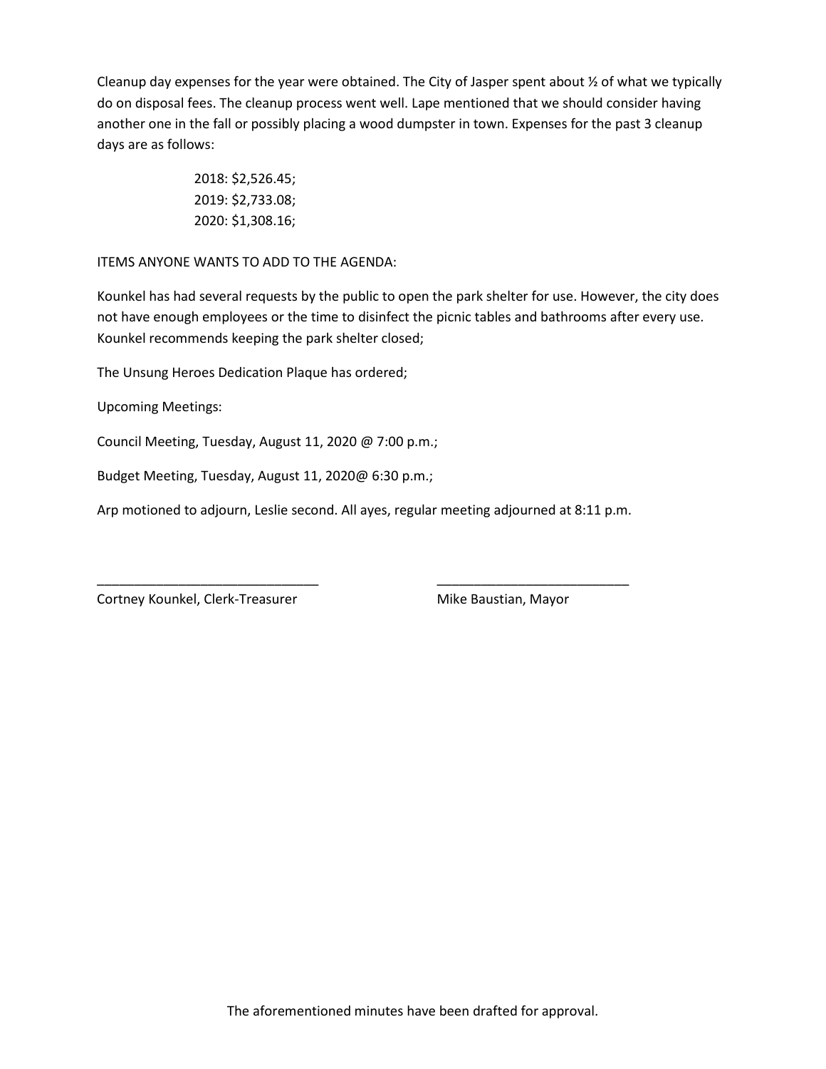Cleanup day expenses for the year were obtained. The City of Jasper spent about ½ of what we typically do on disposal fees. The cleanup process went well. Lape mentioned that we should consider having another one in the fall or possibly placing a wood dumpster in town. Expenses for the past 3 cleanup days are as follows:

2018: $2,526.45;
2019: $2,733.08;
2020: $1,308.16;

ITEMS ANYONE WANTS TO ADD TO THE AGENDA:

Kounkel has had several requests by the public to open the park shelter for use. However, the city does not have enough employees or the time to disinfect the picnic tables and bathrooms after every use. Kounkel recommends keeping the park shelter closed;

The Unsung Heroes Dedication Plaque has ordered;

Upcoming Meetings:

Council Meeting, Tuesday, August 11, 2020 @ 7:00 p.m.;

Budget Meeting, Tuesday, August 11, 2020@ 6:30 p.m.;

Arp motioned to adjourn, Leslie second. All ayes, regular meeting adjourned at 8:11 p.m.

______________________________ ______________________________

Cortney Kounkel, Clerk-Treasurer Mike Baustian, Mayor

The aforementioned minutes have been drafted for approval.